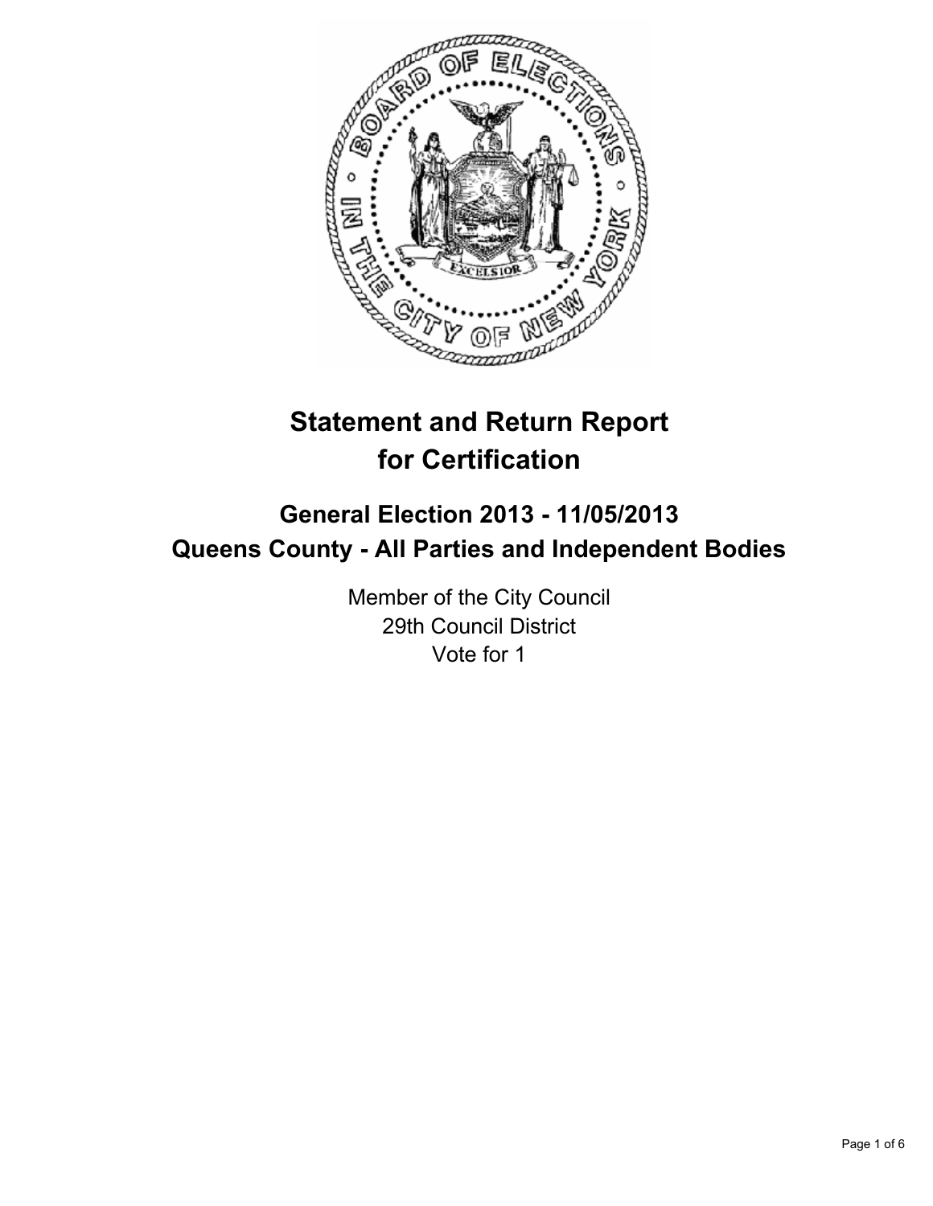# Statement and Return Report for Certification

## General Election 2013 - 11/05/2013
## Queens County - All Parties and Independent Bodies

Member of the City Council
29th Council District
Vote for 1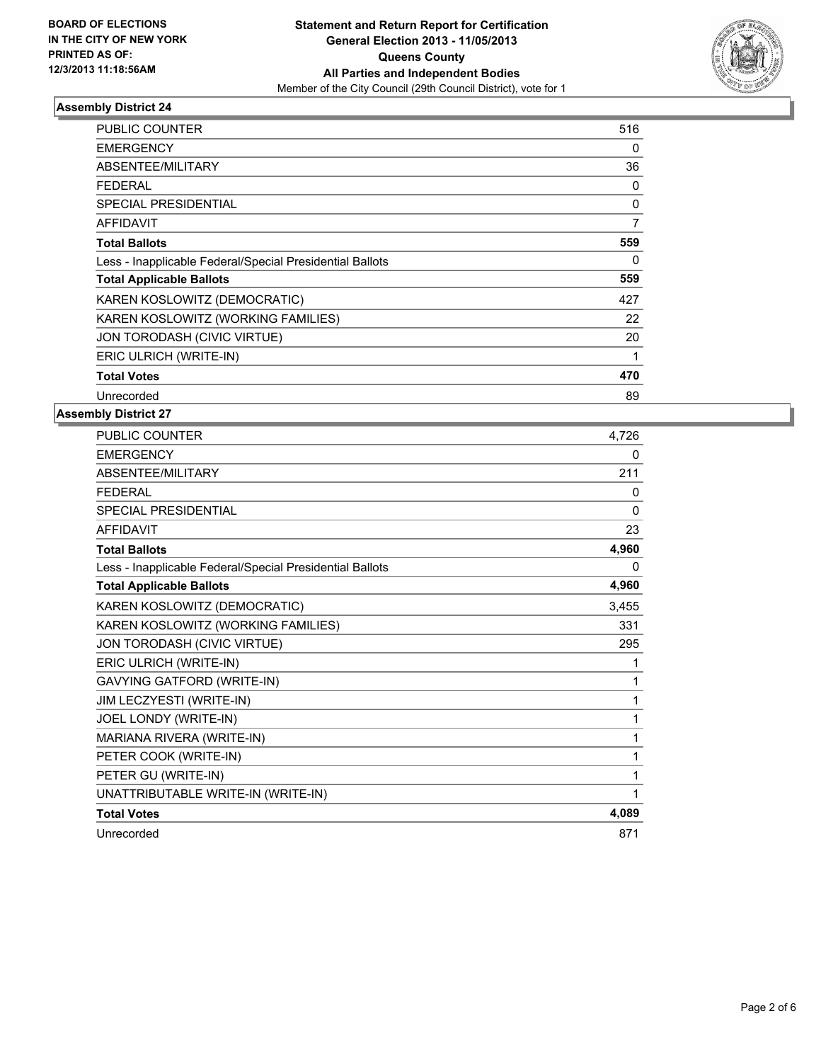**BOARD OF ELECTIONS IN THE CITY OF NEW YORK PRINTED AS OF: 12/3/2013 11:18:56AM**

**Statement and Return Report for Certification General Election 2013 - 11/05/2013 Queens County All Parties and Independent Bodies**
Member of the City Council (29th Council District), vote for 1

### Assembly District 24

| | |
|---|---|
| PUBLIC COUNTER | 516 |
| EMERGENCY | 0 |
| ABSENTEE/MILITARY | 36 |
| FEDERAL | 0 |
| SPECIAL PRESIDENTIAL | 0 |
| AFFIDAVIT | 7 |
| **Total Ballots** | **559** |
| Less - Inapplicable Federal/Special Presidential Ballots | 0 |
| **Total Applicable Ballots** | **559** |
| KAREN KOSLOWITZ (DEMOCRATIC) | 427 |
| KAREN KOSLOWITZ (WORKING FAMILIES) | 22 |
| JON TORODASH (CIVIC VIRTUE) | 20 |
| ERIC ULRICH (WRITE-IN) | 1 |
| **Total Votes** | **470** |
| Unrecorded | 89 |

### Assembly District 27

| | |
|---|---|
| PUBLIC COUNTER | 4,726 |
| EMERGENCY | 0 |
| ABSENTEE/MILITARY | 211 |
| FEDERAL | 0 |
| SPECIAL PRESIDENTIAL | 0 |
| AFFIDAVIT | 23 |
| **Total Ballots** | **4,960** |
| Less - Inapplicable Federal/Special Presidential Ballots | 0 |
| **Total Applicable Ballots** | **4,960** |
| KAREN KOSLOWITZ (DEMOCRATIC) | 3,455 |
| KAREN KOSLOWITZ (WORKING FAMILIES) | 331 |
| JON TORODASH (CIVIC VIRTUE) | 295 |
| ERIC ULRICH (WRITE-IN) | 1 |
| GAVYING GATFORD (WRITE-IN) | 1 |
| JIM LECZYESTI (WRITE-IN) | 1 |
| JOEL LONDY (WRITE-IN) | 1 |
| MARIANA RIVERA (WRITE-IN) | 1 |
| PETER COOK (WRITE-IN) | 1 |
| PETER GU (WRITE-IN) | 1 |
| UNATTRIBUTABLE WRITE-IN (WRITE-IN) | 1 |
| **Total Votes** | **4,089** |
| Unrecorded | 871 |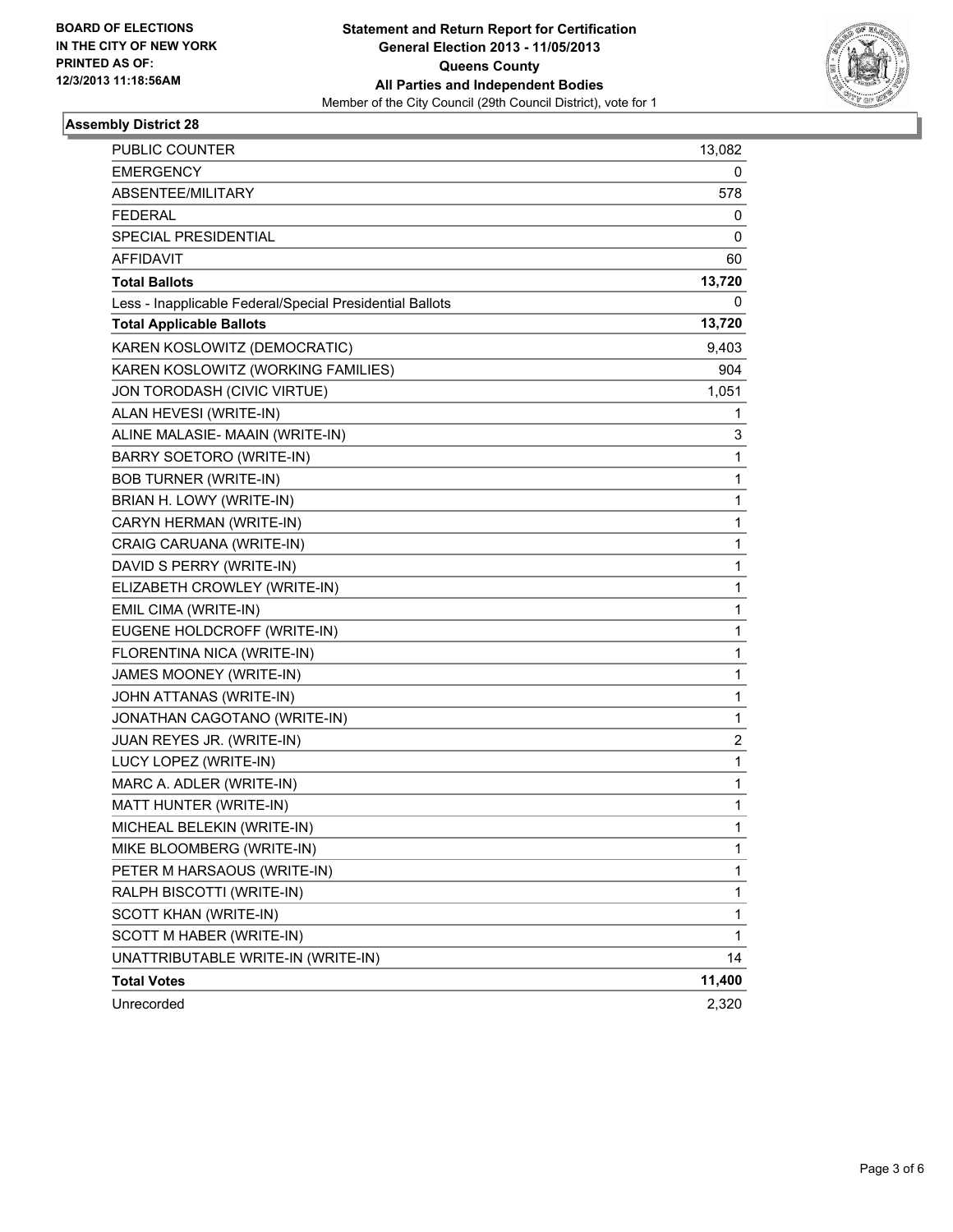**BOARD OF ELECTIONS IN THE CITY OF NEW YORK PRINTED AS OF: 12/3/2013 11:18:56AM**

# Statement and Return Report for Certification
## General Election 2013 - 11/05/2013
## Queens County
## All Parties and Independent Bodies
Member of the City Council (29th Council District), vote for 1

### Assembly District 28

| | |
|---|---|
| PUBLIC COUNTER | 13,082 |
| EMERGENCY | 0 |
| ABSENTEE/MILITARY | 578 |
| FEDERAL | 0 |
| SPECIAL PRESIDENTIAL | 0 |
| AFFIDAVIT | 60 |
| **Total Ballots** | **13,720** |
| Less - Inapplicable Federal/Special Presidential Ballots | 0 |
| **Total Applicable Ballots** | **13,720** |
| KAREN KOSLOWITZ (DEMOCRATIC) | 9,403 |
| KAREN KOSLOWITZ (WORKING FAMILIES) | 904 |
| JON TORODASH (CIVIC VIRTUE) | 1,051 |
| ALAN HEVESI (WRITE-IN) | 1 |
| ALINE MALASIE- MAAIN (WRITE-IN) | 3 |
| BARRY SOETORO (WRITE-IN) | 1 |
| BOB TURNER (WRITE-IN) | 1 |
| BRIAN H. LOWY (WRITE-IN) | 1 |
| CARYN HERMAN (WRITE-IN) | 1 |
| CRAIG CARUANA (WRITE-IN) | 1 |
| DAVID S PERRY (WRITE-IN) | 1 |
| ELIZABETH CROWLEY (WRITE-IN) | 1 |
| EMIL CIMA (WRITE-IN) | 1 |
| EUGENE HOLDCROFF (WRITE-IN) | 1 |
| FLORENTINA NICA (WRITE-IN) | 1 |
| JAMES MOONEY (WRITE-IN) | 1 |
| JOHN ATTANAS (WRITE-IN) | 1 |
| JONATHAN CAGOTANO (WRITE-IN) | 1 |
| JUAN REYES JR. (WRITE-IN) | 2 |
| LUCY LOPEZ (WRITE-IN) | 1 |
| MARC A. ADLER (WRITE-IN) | 1 |
| MATT HUNTER (WRITE-IN) | 1 |
| MICHEAL BELEKIN (WRITE-IN) | 1 |
| MIKE BLOOMBERG (WRITE-IN) | 1 |
| PETER M HARSAOUS (WRITE-IN) | 1 |
| RALPH BISCOTTI (WRITE-IN) | 1 |
| SCOTT KHAN (WRITE-IN) | 1 |
| SCOTT M HABER (WRITE-IN) | 1 |
| UNATTRIBUTABLE WRITE-IN (WRITE-IN) | 14 |
| **Total Votes** | **11,400** |
| Unrecorded | 2,320 |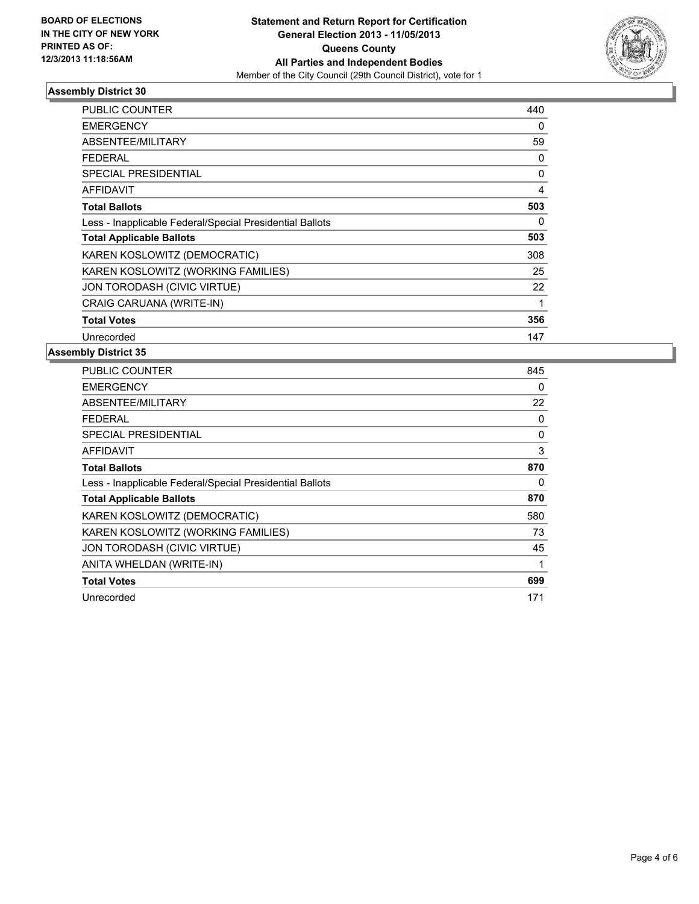BOARD OF ELECTIONS
IN THE CITY OF NEW YORK
PRINTED AS OF:
12/3/2013 11:18:56AM

**Statement and Return Report for Certification**
**General Election 2013 - 11/05/2013**
**Queens County**
**All Parties and Independent Bodies**
Member of the City Council (29th Council District), vote for 1

## Assembly District 30

| | |
|---|---|
| PUBLIC COUNTER | 440 |
| EMERGENCY | 0 |
| ABSENTEE/MILITARY | 59 |
| FEDERAL | 0 |
| SPECIAL PRESIDENTIAL | 0 |
| AFFIDAVIT | 4 |
| **Total Ballots** | **503** |
| Less - Inapplicable Federal/Special Presidential Ballots | 0 |
| **Total Applicable Ballots** | **503** |
| KAREN KOSLOWITZ (DEMOCRATIC) | 308 |
| KAREN KOSLOWITZ (WORKING FAMILIES) | 25 |
| JON TORODASH (CIVIC VIRTUE) | 22 |
| CRAIG CARUANA (WRITE-IN) | 1 |
| **Total Votes** | **356** |
| Unrecorded | 147 |

## Assembly District 35

| | |
|---|---|
| PUBLIC COUNTER | 845 |
| EMERGENCY | 0 |
| ABSENTEE/MILITARY | 22 |
| FEDERAL | 0 |
| SPECIAL PRESIDENTIAL | 0 |
| AFFIDAVIT | 3 |
| **Total Ballots** | **870** |
| Less - Inapplicable Federal/Special Presidential Ballots | 0 |
| **Total Applicable Ballots** | **870** |
| KAREN KOSLOWITZ (DEMOCRATIC) | 580 |
| KAREN KOSLOWITZ (WORKING FAMILIES) | 73 |
| JON TORODASH (CIVIC VIRTUE) | 45 |
| ANITA WHELDAN (WRITE-IN) | 1 |
| **Total Votes** | **699** |
| Unrecorded | 171 |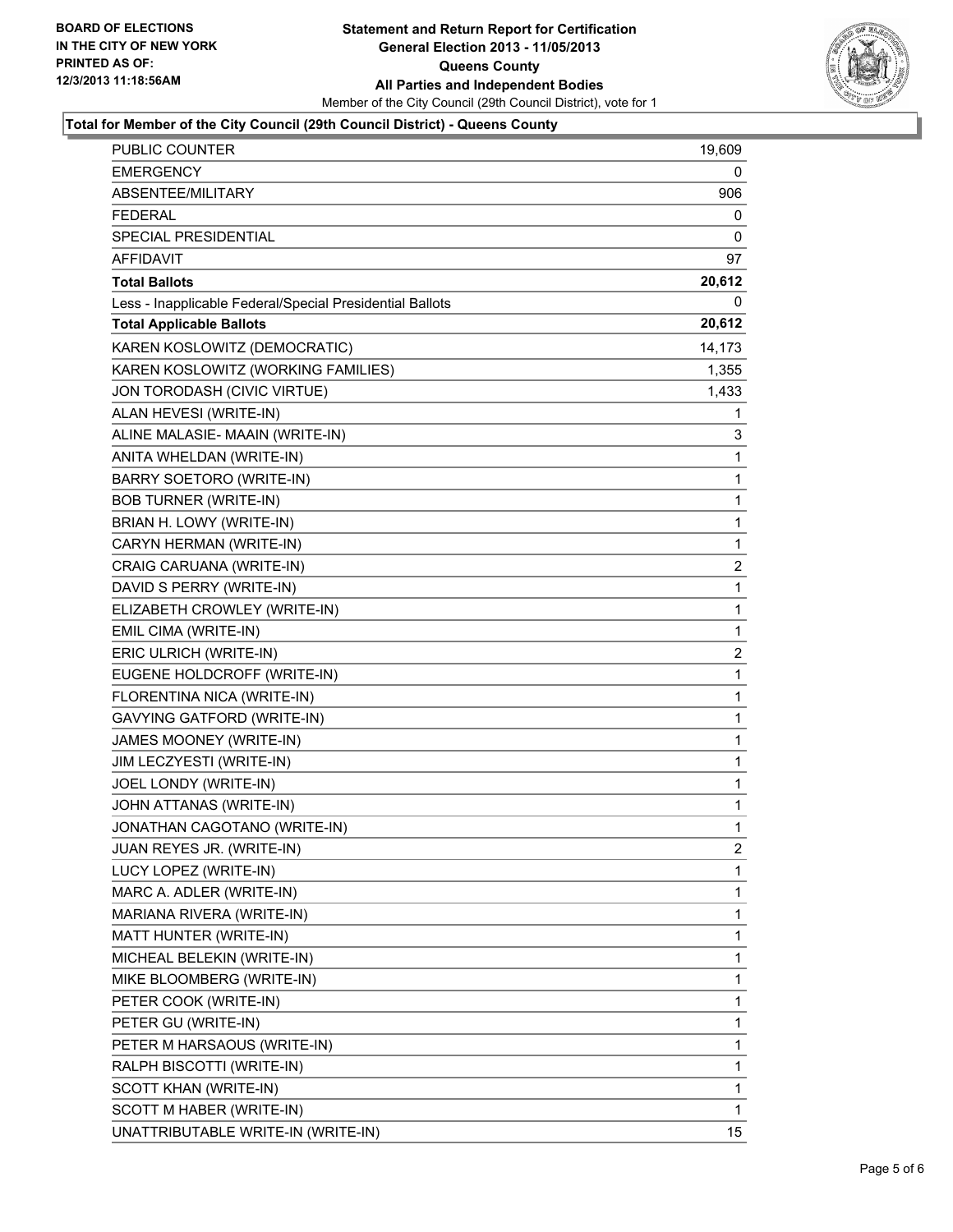BOARD OF ELECTIONS
IN THE CITY OF NEW YORK
PRINTED AS OF:
12/3/2013 11:18:56AM

# Statement and Return Report for Certification
## General Election 2013 - 11/05/2013
## Queens County
## All Parties and Independent Bodies

Member of the City Council (29th Council District), vote for 1

### Total for Member of the City Council (29th Council District) - Queens County

| | |
|---|---|
| PUBLIC COUNTER | 19,609 |
| EMERGENCY | 0 |
| ABSENTEE/MILITARY | 906 |
| FEDERAL | 0 |
| SPECIAL PRESIDENTIAL | 0 |
| AFFIDAVIT | 97 |
| **Total Ballots** | **20,612** |
| Less - Inapplicable Federal/Special Presidential Ballots | 0 |
| **Total Applicable Ballots** | **20,612** |
| KAREN KOSLOWITZ (DEMOCRATIC) | 14,173 |
| KAREN KOSLOWITZ (WORKING FAMILIES) | 1,355 |
| JON TORODASH (CIVIC VIRTUE) | 1,433 |
| ALAN HEVESI (WRITE-IN) | 1 |
| ALINE MALASIE- MAAIN (WRITE-IN) | 3 |
| ANITA WHELDAN (WRITE-IN) | 1 |
| BARRY SOETORO (WRITE-IN) | 1 |
| BOB TURNER (WRITE-IN) | 1 |
| BRIAN H. LOWY (WRITE-IN) | 1 |
| CARYN HERMAN (WRITE-IN) | 1 |
| CRAIG CARUANA (WRITE-IN) | 2 |
| DAVID S PERRY (WRITE-IN) | 1 |
| ELIZABETH CROWLEY (WRITE-IN) | 1 |
| EMIL CIMA (WRITE-IN) | 1 |
| ERIC ULRICH (WRITE-IN) | 2 |
| EUGENE HOLDCROFF (WRITE-IN) | 1 |
| FLORENTINA NICA (WRITE-IN) | 1 |
| GAVYING GATFORD (WRITE-IN) | 1 |
| JAMES MOONEY (WRITE-IN) | 1 |
| JIM LECZYESTI (WRITE-IN) | 1 |
| JOEL LONDY (WRITE-IN) | 1 |
| JOHN ATTANAS (WRITE-IN) | 1 |
| JONATHAN CAGOTANO (WRITE-IN) | 1 |
| JUAN REYES JR. (WRITE-IN) | 2 |
| LUCY LOPEZ (WRITE-IN) | 1 |
| MARC A. ADLER (WRITE-IN) | 1 |
| MARIANA RIVERA (WRITE-IN) | 1 |
| MATT HUNTER (WRITE-IN) | 1 |
| MICHEAL BELEKIN (WRITE-IN) | 1 |
| MIKE BLOOMBERG (WRITE-IN) | 1 |
| PETER COOK (WRITE-IN) | 1 |
| PETER GU (WRITE-IN) | 1 |
| PETER M HARSAOUS (WRITE-IN) | 1 |
| RALPH BISCOTTI (WRITE-IN) | 1 |
| SCOTT KHAN (WRITE-IN) | 1 |
| SCOTT M HABER (WRITE-IN) | 1 |
| UNATTRIBUTABLE WRITE-IN (WRITE-IN) | 15 |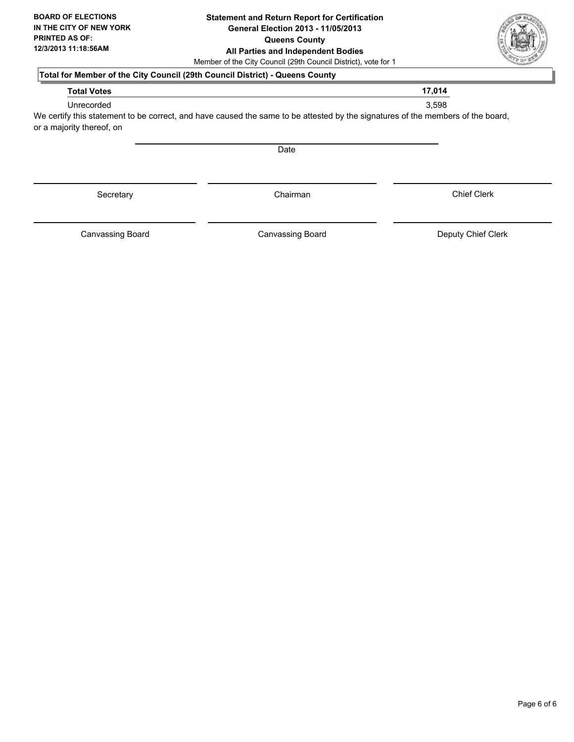**Total for Member of the City Council (29th Council District) - Queens County**

| | |
|---|---|
| **Total Votes** | **17,014** |
| Unrecorded | 3,598 |

We certify this statement to be correct, and have caused the same to be attested by the signatures of the members of the board, or a majority thereof, on

Date

Secretary

Chairman

Chief Clerk

Canvassing Board

Canvassing Board

Deputy Chief Clerk